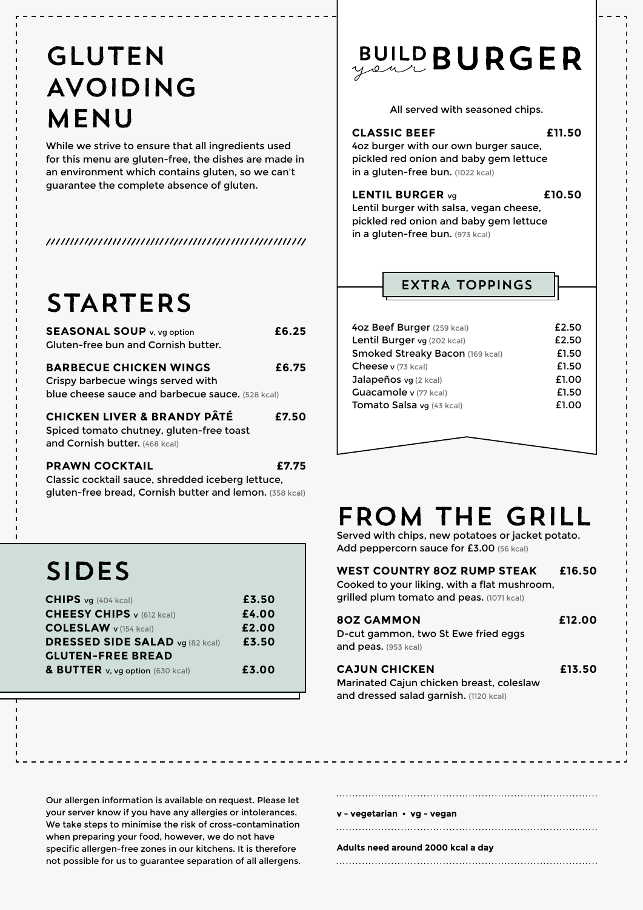# GLUTEN AVOIDING MENU

While we strive to ensure that all ingredients used for this menu are gluten-free, the dishes are made in an environment which contains gluten, so we can't guarantee the complete absence of gluten.

## STARTERS

**SEASONAL SOUP** v, vg option **£6.25**
Gluten-free bun and Cornish butter.

**BARBECUE CHICKEN WINGS** **£6.75**
Crispy barbecue wings served with blue cheese sauce and barbecue sauce. (528 kcal)

**CHICKEN LIVER & BRANDY PÂTÉ** **£7.50**
Spiced tomato chutney, gluten-free toast and Cornish butter. (468 kcal)

**PRAWN COCKTAIL** **£7.75**
Classic cocktail sauce, shredded iceberg lettuce, gluten-free bread, Cornish butter and lemon. (358 kcal)

## SIDES

| Item | Price |
|---|---|
| **CHIPS** vg (404 kcal) | **£3.50** |
| **CHEESY CHIPS** v (612 kcal) | **£4.00** |
| **COLESLAW** v (154 kcal) | **£2.00** |
| **DRESSED SIDE SALAD** vg (82 kcal) | **£3.50** |
| **GLUTEN-FREE BREAD & BUTTER** v, vg option (630 kcal) | **£3.00** |

## BUILD *your* BURGER

All served with seasoned chips.

**CLASSIC BEEF** **£11.50**
4oz burger with our own burger sauce, pickled red onion and baby gem lettuce in a gluten-free bun. (1022 kcal)

**LENTIL BURGER** vg **£10.50**
Lentil burger with salsa, vegan cheese, pickled red onion and baby gem lettuce in a gluten-free bun. (973 kcal)

### EXTRA TOPPINGS

| Topping | Price |
|---|---|
| 4oz Beef Burger (259 kcal) | £2.50 |
| Lentil Burger vg (202 kcal) | £2.50 |
| Smoked Streaky Bacon (169 kcal) | £1.50 |
| Cheese v (73 kcal) | £1.50 |
| Jalapeños vg (2 kcal) | £1.00 |
| Guacamole v (77 kcal) | £1.50 |
| Tomato Salsa vg (43 kcal) | £1.00 |

## FROM THE GRILL

Served with chips, new potatoes or jacket potato. Add peppercorn sauce for £3.00 (56 kcal)

**WEST COUNTRY 8OZ RUMP STEAK** **£16.50**
Cooked to your liking, with a flat mushroom, grilled plum tomato and peas. (1071 kcal)

**8OZ GAMMON** **£12.00**
D-cut gammon, two St Ewe fried eggs and peas. (953 kcal)

**CAJUN CHICKEN** **£13.50**
Marinated Cajun chicken breast, coleslaw and dressed salad garnish. (1120 kcal)

Our allergen information is available on request. Please let your server know if you have any allergies or intolerances. We take steps to minimise the risk of cross-contamination when preparing your food, however, we do not have specific allergen-free zones in our kitchens. It is therefore not possible for us to guarantee separation of all allergens.

**v - vegetarian • vg - vegan**

**Adults need around 2000 kcal a day**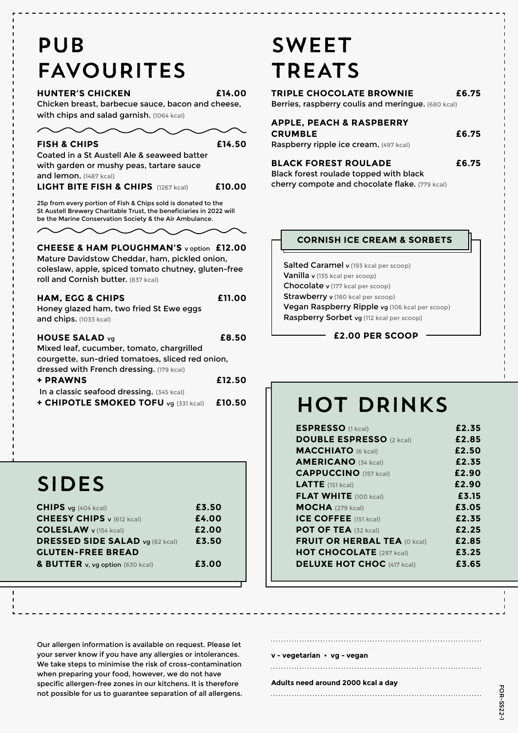# PUB FAVOURITES

**HUNTER'S CHICKEN** **£14.00**
Chicken breast, barbecue sauce, bacon and cheese, with chips and salad garnish. (1064 kcal)

**FISH & CHIPS** **£14.50**
Coated in a St Austell Ale & seaweed batter with garden or mushy peas, tartare sauce and lemon. (1487 kcal)

**LIGHT BITE FISH & CHIPS** (1267 kcal) **£10.00**

25p from every portion of Fish & Chips sold is donated to the St Austell Brewery Charitable Trust, the beneficiaries in 2022 will be the Marine Conservation Society & the Air Ambulance.

**CHEESE & HAM PLOUGHMAN'S** v option **£12.00**
Mature Davidstow Cheddar, ham, pickled onion, coleslaw, apple, spiced tomato chutney, gluten-free roll and Cornish butter. (837 kcal)

**HAM, EGG & CHIPS** **£11.00**
Honey glazed ham, two fried St Ewe eggs and chips. (1033 kcal)

**HOUSE SALAD** vg **£8.50**
Mixed leaf, cucumber, tomato, chargrilled courgette, sun-dried tomatoes, sliced red onion, dressed with French dressing. (179 kcal)

**+ PRAWNS** **£12.50**
In a classic seafood dressing. (345 kcal)

**+ CHIPOTLE SMOKED TOFU** vg (331 kcal) **£10.50**

# SIDES

| | |
|---|---|
| **CHIPS** vg (404 kcal) | **£3.50** |
| **CHEESY CHIPS** v (612 kcal) | **£4.00** |
| **COLESLAW** v (154 kcal) | **£2.00** |
| **DRESSED SIDE SALAD** vg (82 kcal) | **£3.50** |
| **GLUTEN-FREE BREAD & BUTTER** v, vg option (630 kcal) | **£3.00** |

# SWEET TREATS

**TRIPLE CHOCOLATE BROWNIE** **£6.75**
Berries, raspberry coulis and meringue. (680 kcal)

**APPLE, PEACH & RASPBERRY CRUMBLE** **£6.75**
Raspberry ripple ice cream. (497 kcal)

**BLACK FOREST ROULADE** **£6.75**
Black forest roulade topped with black cherry compote and chocolate flake. (779 kcal)

## CORNISH ICE CREAM & SORBETS

- Salted Caramel v (193 kcal per scoop)
- Vanilla v (135 kcal per scoop)
- Chocolate v (177 kcal per scoop)
- Strawberry v (160 kcal per scoop)
- Vegan Raspberry Ripple vg (106 kcal per scoop)
- Raspberry Sorbet vg (112 kcal per scoop)

**£2.00 PER SCOOP**

# HOT DRINKS

| | |
|---|---|
| **ESPRESSO** (1 kcal) | **£2.35** |
| **DOUBLE ESPRESSO** (2 kcal) | **£2.85** |
| **MACCHIATO** (6 kcal) | **£2.50** |
| **AMERICANO** (34 kcal) | **£2.35** |
| **CAPPUCCINO** (157 kcal) | **£2.90** |
| **LATTE** (151 kcal) | **£2.90** |
| **FLAT WHITE** (100 kcal) | **£3.15** |
| **MOCHA** (279 kcal) | **£3.05** |
| **ICE COFFEE** (151 kcal) | **£2.35** |
| **POT OF TEA** (32 kcal) | **£2.25** |
| **FRUIT OR HERBAL TEA** (0 kcal) | **£2.85** |
| **HOT CHOCOLATE** (297 kcal) | **£3.25** |
| **DELUXE HOT CHOC** (417 kcal) | **£3.65** |

Our allergen information is available on request. Please let your server know if you have any allergies or intolerances. We take steps to minimise the risk of cross-contamination when preparing your food, however, we do not have specific allergen-free zones in our kitchens. It is therefore not possible for us to guarantee separation of all allergens.

**v - vegetarian • vg - vegan**

**Adults need around 2000 kcal a day**

FOR-SS22-1